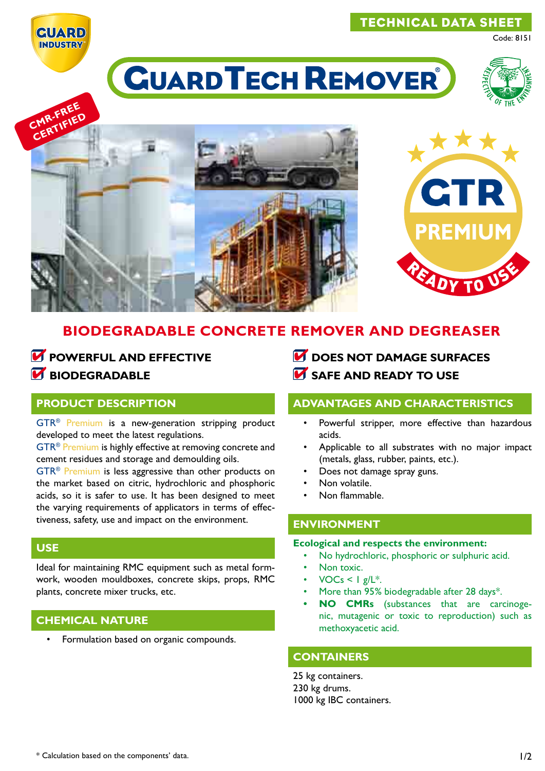TECHNICAL DATA SHEET

Code: 8151

# GUARDTECH REMOVER®

CMR-FREE CERTIFIED

GTR PREMIUM READY TO USE

## BIODEGRADABLE CONCRETE REMOVER AND DEGREASER

- POWERFUL AND EFFECTIVE
- BIODEGRADABLE
- DOES NOT DAMAGE SURFACES
- SAFE AND READY TO USE

## PRODUCT DESCRIPTION

GTR® Premium is a new-generation stripping product developed to meet the latest regulations.

GTR® Premium is highly effective at removing concrete and cement residues and storage and demoulding oils.

GTR® Premium is less aggressive than other products on the market based on citric, hydrochloric and phosphoric acids, so it is safer to use. It has been designed to meet the varying requirements of applicators in terms of effectiveness, safety, use and impact on the environment.

## USE

Ideal for maintaining RMC equipment such as metal formwork, wooden mouldboxes, concrete skips, props, RMC plants, concrete mixer trucks, etc.

## CHEMICAL NATURE

- Formulation based on organic compounds.

## ADVANTAGES AND CHARACTERISTICS

- Powerful stripper, more effective than hazardous acids.
- Applicable to all substrates with no major impact (metals, glass, rubber, paints, etc.).
- Does not damage spray guns.
- Non volatile.
- Non flammable.

## ENVIRONMENT

**Ecological and respects the environment:**

- No hydrochloric, phosphoric or sulphuric acid.
- Non toxic.
- VOCs < 1 g/L*.
- More than 95% biodegradable after 28 days*.
- **NO CMRs** (substances that are carcinogenic, mutagenic or toxic to reproduction) such as methoxyacetic acid.

## CONTAINERS

25 kg containers.
230 kg drums.
1000 kg IBC containers.

\* Calculation based on the components' data.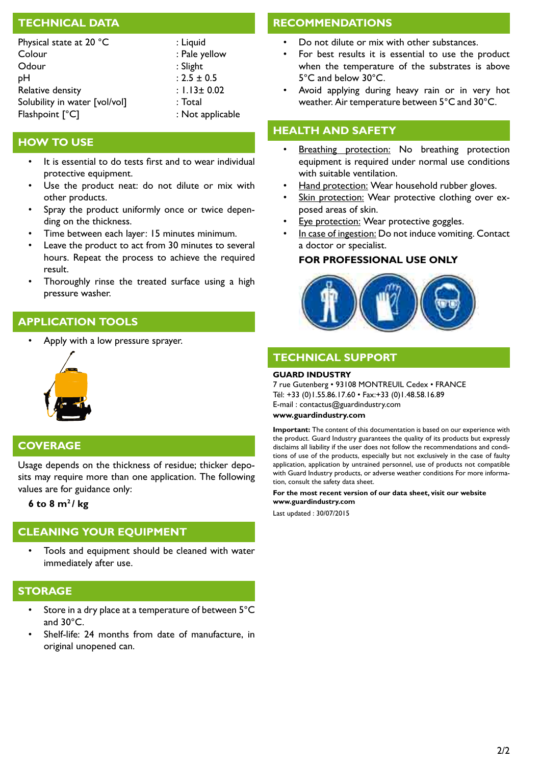## TECHNICAL DATA

| | |
|---|---|
| Physical state at 20 °C | : Liquid |
| Colour | : Pale yellow |
| Odour | : Slight |
| pH | : 2.5 ± 0.5 |
| Relative density | : 1.13± 0.02 |
| Solubility in water [vol/vol] | : Total |
| Flashpoint [°C] | : Not applicable |

## HOW TO USE

- It is essential to do tests first and to wear individual protective equipment.
- Use the product neat: do not dilute or mix with other products.
- Spray the product uniformly once or twice depending on the thickness.
- Time between each layer: 15 minutes minimum.
- Leave the product to act from 30 minutes to several hours. Repeat the process to achieve the required result.
- Thoroughly rinse the treated surface using a high pressure washer.

## APPLICATION TOOLS

- Apply with a low pressure sprayer.

## COVERAGE

Usage depends on the thickness of residue; thicker deposits may require more than one application. The following values are for guidance only:

**6 to 8 m²/ kg**

## CLEANING YOUR EQUIPMENT

- Tools and equipment should be cleaned with water immediately after use.

## STORAGE

- Store in a dry place at a temperature of between 5°C and 30°C.
- Shelf-life: 24 months from date of manufacture, in original unopened can.

## RECOMMENDATIONS

- Do not dilute or mix with other substances.
- For best results it is essential to use the product when the temperature of the substrates is above 5°C and below 30°C.
- Avoid applying during heavy rain or in very hot weather. Air temperature between 5°C and 30°C.

## HEALTH AND SAFETY

- Breathing protection: No breathing protection equipment is required under normal use conditions with suitable ventilation.
- Hand protection: Wear household rubber gloves.
- Skin protection: Wear protective clothing over exposed areas of skin.
- Eye protection: Wear protective goggles.
- In case of ingestion: Do not induce vomiting. Contact a doctor or specialist.

**FOR PROFESSIONAL USE ONLY**

## TECHNICAL SUPPORT

**GUARD INDUSTRY**
7 rue Gutenberg • 93108 MONTREUIL Cedex • FRANCE
Tél: +33 (0)1.55.86.17.60 • Fax:+33 (0)1.48.58.16.89
E-mail : contactus@guardindustry.com
**www.guardindustry.com**

**Important:** The content of this documentation is based on our experience with the product. Guard Industry guarantees the quality of its products but expressly disclaims all liability if the user does not follow the recommendations and conditions of use of the products, especially but not exclusively in the case of faulty application, application by untrained personnel, use of products not compatible with Guard Industry products, or adverse weather conditions For more information, consult the safety data sheet.

**For the most recent version of our data sheet, visit our website www.guardindustry.com**

Last updated : 30/07/2015